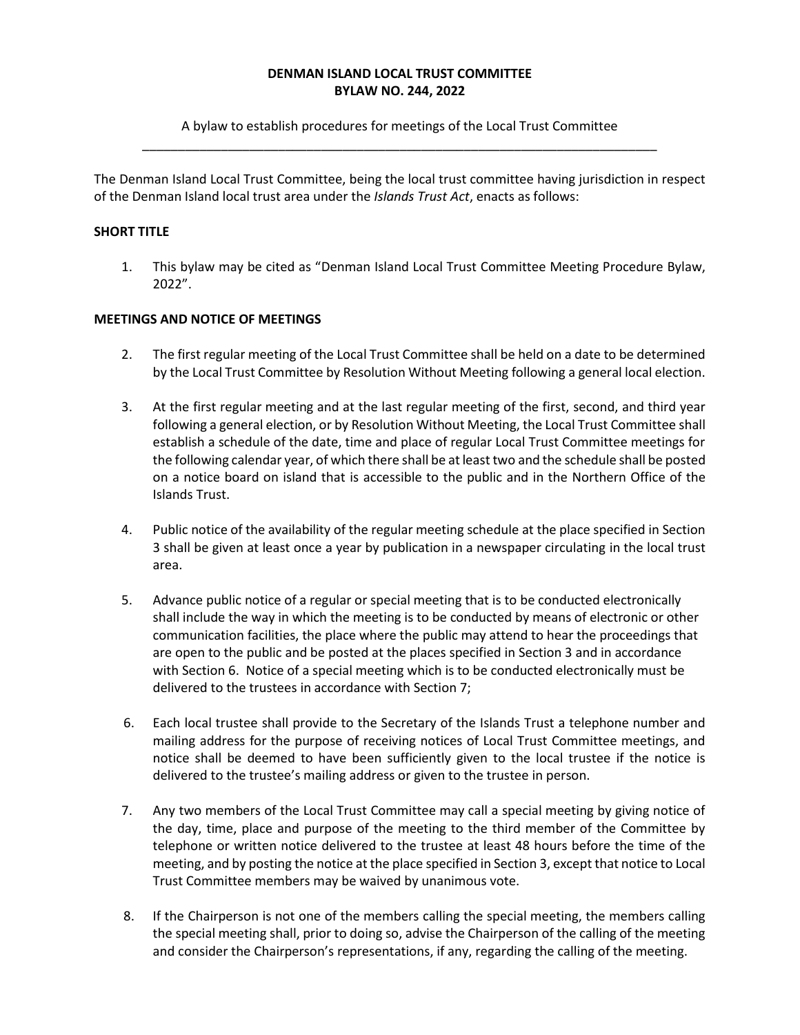**DENMAN ISLAND LOCAL TRUST COMMITTEE**
**BYLAW NO. 244, 2022**

A bylaw to establish procedures for meetings of the Local Trust Committee

---

The Denman Island Local Trust Committee, being the local trust committee having jurisdiction in respect of the Denman Island local trust area under the *Islands Trust Act*, enacts as follows:

**SHORT TITLE**

1. This bylaw may be cited as "Denman Island Local Trust Committee Meeting Procedure Bylaw, 2022".

**MEETINGS AND NOTICE OF MEETINGS**

2. The first regular meeting of the Local Trust Committee shall be held on a date to be determined by the Local Trust Committee by Resolution Without Meeting following a general local election.

3. At the first regular meeting and at the last regular meeting of the first, second, and third year following a general election, or by Resolution Without Meeting, the Local Trust Committee shall establish a schedule of the date, time and place of regular Local Trust Committee meetings for the following calendar year, of which there shall be at least two and the schedule shall be posted on a notice board on island that is accessible to the public and in the Northern Office of the Islands Trust.

4. Public notice of the availability of the regular meeting schedule at the place specified in Section 3 shall be given at least once a year by publication in a newspaper circulating in the local trust area.

5. Advance public notice of a regular or special meeting that is to be conducted electronically shall include the way in which the meeting is to be conducted by means of electronic or other communication facilities, the place where the public may attend to hear the proceedings that are open to the public and be posted at the places specified in Section 3 and in accordance with Section 6. Notice of a special meeting which is to be conducted electronically must be delivered to the trustees in accordance with Section 7;

6. Each local trustee shall provide to the Secretary of the Islands Trust a telephone number and mailing address for the purpose of receiving notices of Local Trust Committee meetings, and notice shall be deemed to have been sufficiently given to the local trustee if the notice is delivered to the trustee's mailing address or given to the trustee in person.

7. Any two members of the Local Trust Committee may call a special meeting by giving notice of the day, time, place and purpose of the meeting to the third member of the Committee by telephone or written notice delivered to the trustee at least 48 hours before the time of the meeting, and by posting the notice at the place specified in Section 3, except that notice to Local Trust Committee members may be waived by unanimous vote.

8. If the Chairperson is not one of the members calling the special meeting, the members calling the special meeting shall, prior to doing so, advise the Chairperson of the calling of the meeting and consider the Chairperson's representations, if any, regarding the calling of the meeting.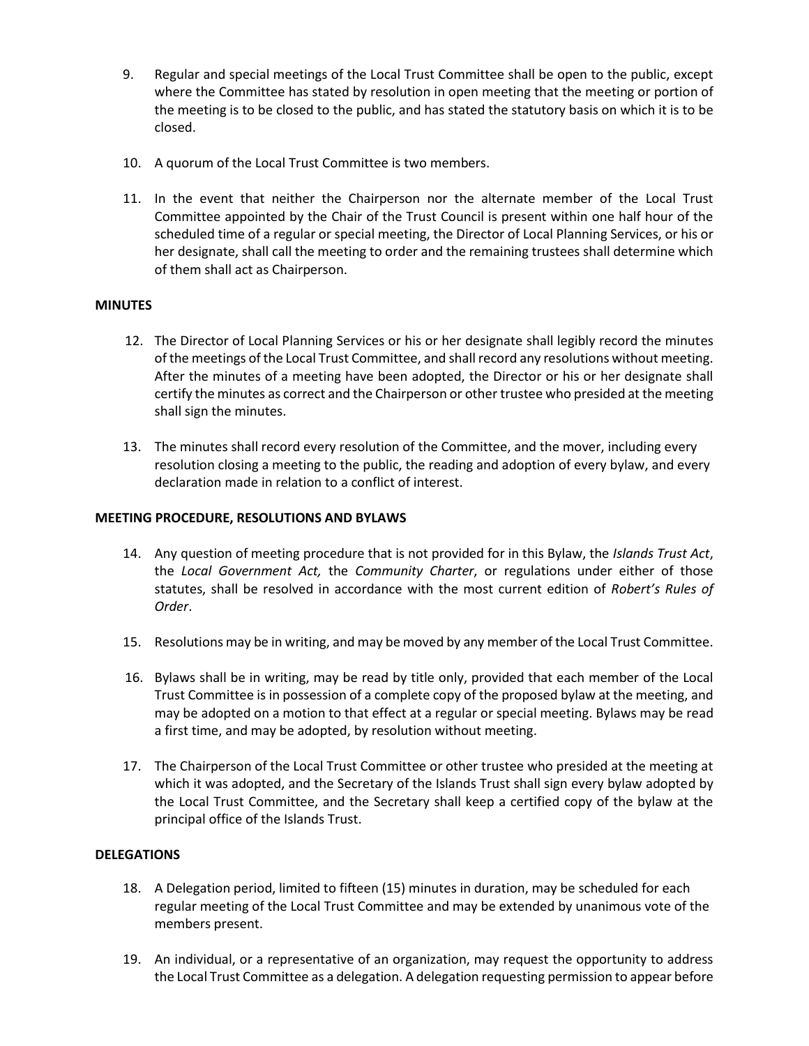9. Regular and special meetings of the Local Trust Committee shall be open to the public, except where the Committee has stated by resolution in open meeting that the meeting or portion of the meeting is to be closed to the public, and has stated the statutory basis on which it is to be closed.

10. A quorum of the Local Trust Committee is two members.

11. In the event that neither the Chairperson nor the alternate member of the Local Trust Committee appointed by the Chair of the Trust Council is present within one half hour of the scheduled time of a regular or special meeting, the Director of Local Planning Services, or his or her designate, shall call the meeting to order and the remaining trustees shall determine which of them shall act as Chairperson.

**MINUTES**

12. The Director of Local Planning Services or his or her designate shall legibly record the minutes of the meetings of the Local Trust Committee, and shall record any resolutions without meeting. After the minutes of a meeting have been adopted, the Director or his or her designate shall certify the minutes as correct and the Chairperson or other trustee who presided at the meeting shall sign the minutes.

13. The minutes shall record every resolution of the Committee, and the mover, including every resolution closing a meeting to the public, the reading and adoption of every bylaw, and every declaration made in relation to a conflict of interest.

**MEETING PROCEDURE, RESOLUTIONS AND BYLAWS**

14. Any question of meeting procedure that is not provided for in this Bylaw, the *Islands Trust Act*, the *Local Government Act,* the *Community Charter*, or regulations under either of those statutes, shall be resolved in accordance with the most current edition of *Robert's Rules of Order*.

15. Resolutions may be in writing, and may be moved by any member of the Local Trust Committee.

16. Bylaws shall be in writing, may be read by title only, provided that each member of the Local Trust Committee is in possession of a complete copy of the proposed bylaw at the meeting, and may be adopted on a motion to that effect at a regular or special meeting. Bylaws may be read a first time, and may be adopted, by resolution without meeting.

17. The Chairperson of the Local Trust Committee or other trustee who presided at the meeting at which it was adopted, and the Secretary of the Islands Trust shall sign every bylaw adopted by the Local Trust Committee, and the Secretary shall keep a certified copy of the bylaw at the principal office of the Islands Trust.

**DELEGATIONS**

18. A Delegation period, limited to fifteen (15) minutes in duration, may be scheduled for each regular meeting of the Local Trust Committee and may be extended by unanimous vote of the members present.

19. An individual, or a representative of an organization, may request the opportunity to address the Local Trust Committee as a delegation. A delegation requesting permission to appear before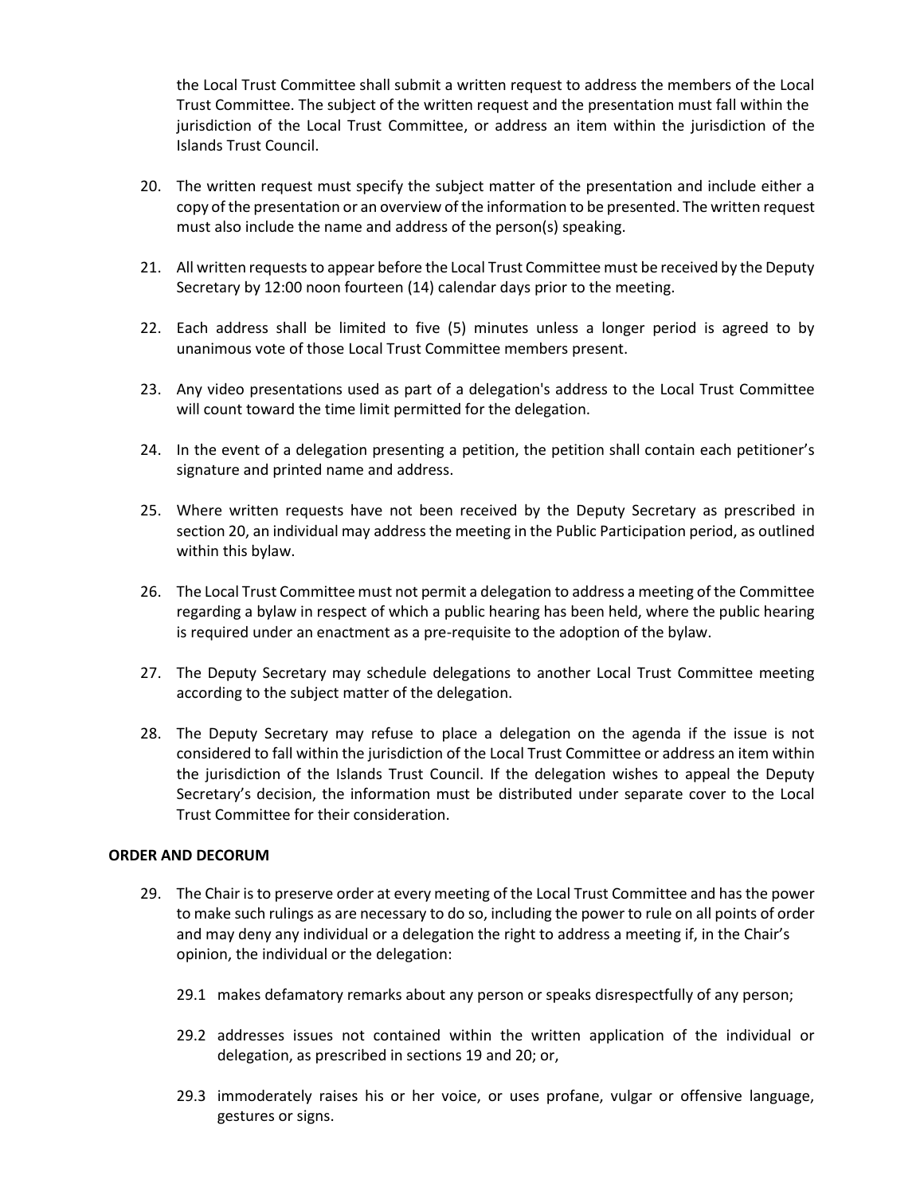the Local Trust Committee shall submit a written request to address the members of the Local Trust Committee. The subject of the written request and the presentation must fall within the jurisdiction of the Local Trust Committee, or address an item within the jurisdiction of the Islands Trust Council.

20. The written request must specify the subject matter of the presentation and include either a copy of the presentation or an overview of the information to be presented. The written request must also include the name and address of the person(s) speaking.

21. All written requests to appear before the Local Trust Committee must be received by the Deputy Secretary by 12:00 noon fourteen (14) calendar days prior to the meeting.

22. Each address shall be limited to five (5) minutes unless a longer period is agreed to by unanimous vote of those Local Trust Committee members present.

23. Any video presentations used as part of a delegation's address to the Local Trust Committee will count toward the time limit permitted for the delegation.

24. In the event of a delegation presenting a petition, the petition shall contain each petitioner's signature and printed name and address.

25. Where written requests have not been received by the Deputy Secretary as prescribed in section 20, an individual may address the meeting in the Public Participation period, as outlined within this bylaw.

26. The Local Trust Committee must not permit a delegation to address a meeting of the Committee regarding a bylaw in respect of which a public hearing has been held, where the public hearing is required under an enactment as a pre-requisite to the adoption of the bylaw.

27. The Deputy Secretary may schedule delegations to another Local Trust Committee meeting according to the subject matter of the delegation.

28. The Deputy Secretary may refuse to place a delegation on the agenda if the issue is not considered to fall within the jurisdiction of the Local Trust Committee or address an item within the jurisdiction of the Islands Trust Council. If the delegation wishes to appeal the Deputy Secretary's decision, the information must be distributed under separate cover to the Local Trust Committee for their consideration.

**ORDER AND DECORUM**

29. The Chair is to preserve order at every meeting of the Local Trust Committee and has the power to make such rulings as are necessary to do so, including the power to rule on all points of order and may deny any individual or a delegation the right to address a meeting if, in the Chair's opinion, the individual or the delegation:

    29.1 makes defamatory remarks about any person or speaks disrespectfully of any person;

    29.2 addresses issues not contained within the written application of the individual or delegation, as prescribed in sections 19 and 20; or,

    29.3 immoderately raises his or her voice, or uses profane, vulgar or offensive language, gestures or signs.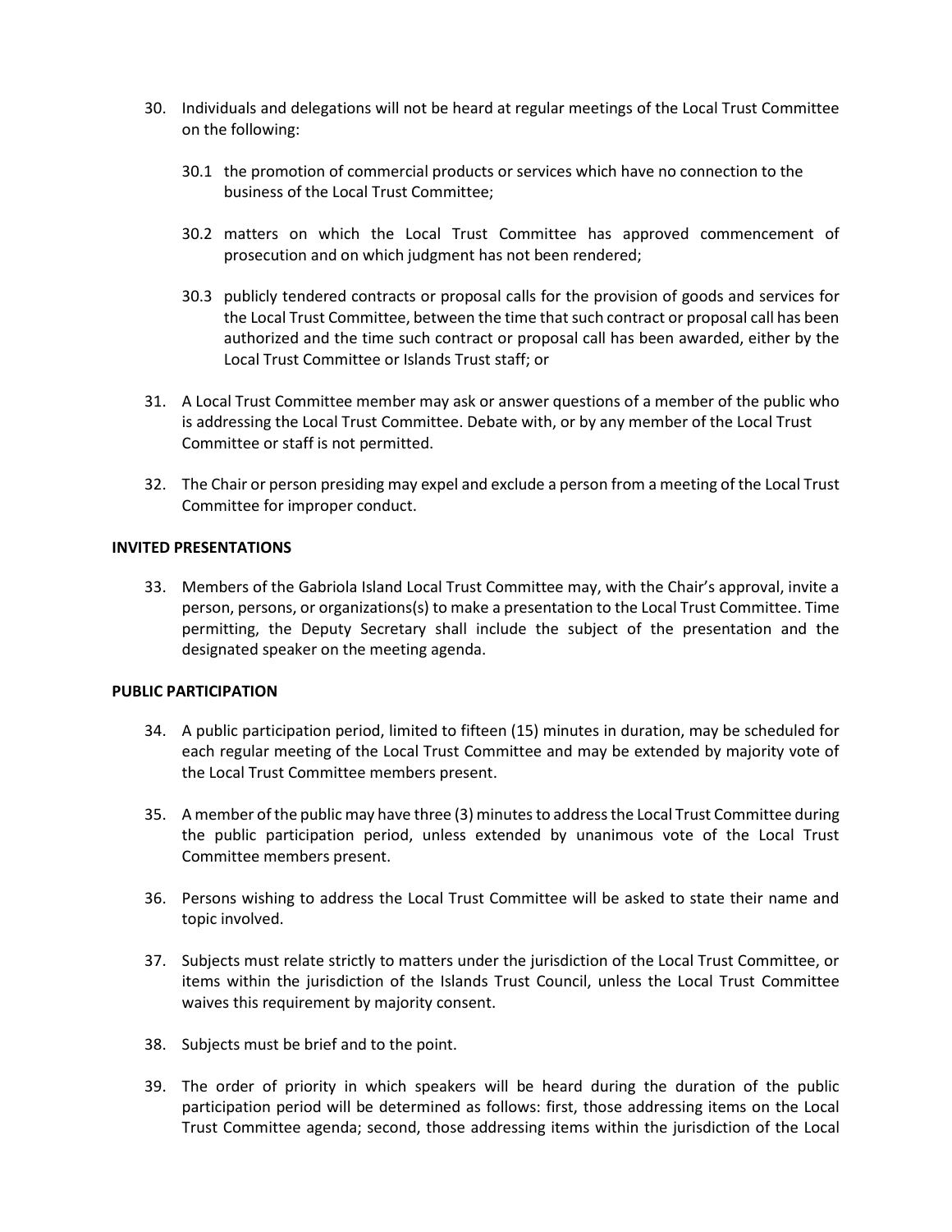30. Individuals and delegations will not be heard at regular meetings of the Local Trust Committee on the following:

    30.1 the promotion of commercial products or services which have no connection to the business of the Local Trust Committee;

    30.2 matters on which the Local Trust Committee has approved commencement of prosecution and on which judgment has not been rendered;

    30.3 publicly tendered contracts or proposal calls for the provision of goods and services for the Local Trust Committee, between the time that such contract or proposal call has been authorized and the time such contract or proposal call has been awarded, either by the Local Trust Committee or Islands Trust staff; or

31. A Local Trust Committee member may ask or answer questions of a member of the public who is addressing the Local Trust Committee. Debate with, or by any member of the Local Trust Committee or staff is not permitted.

32. The Chair or person presiding may expel and exclude a person from a meeting of the Local Trust Committee for improper conduct.

**INVITED PRESENTATIONS**

33. Members of the Gabriola Island Local Trust Committee may, with the Chair's approval, invite a person, persons, or organizations(s) to make a presentation to the Local Trust Committee. Time permitting, the Deputy Secretary shall include the subject of the presentation and the designated speaker on the meeting agenda.

**PUBLIC PARTICIPATION**

34. A public participation period, limited to fifteen (15) minutes in duration, may be scheduled for each regular meeting of the Local Trust Committee and may be extended by majority vote of the Local Trust Committee members present.

35. A member of the public may have three (3) minutes to address the Local Trust Committee during the public participation period, unless extended by unanimous vote of the Local Trust Committee members present.

36. Persons wishing to address the Local Trust Committee will be asked to state their name and topic involved.

37. Subjects must relate strictly to matters under the jurisdiction of the Local Trust Committee, or items within the jurisdiction of the Islands Trust Council, unless the Local Trust Committee waives this requirement by majority consent.

38. Subjects must be brief and to the point.

39. The order of priority in which speakers will be heard during the duration of the public participation period will be determined as follows: first, those addressing items on the Local Trust Committee agenda; second, those addressing items within the jurisdiction of the Local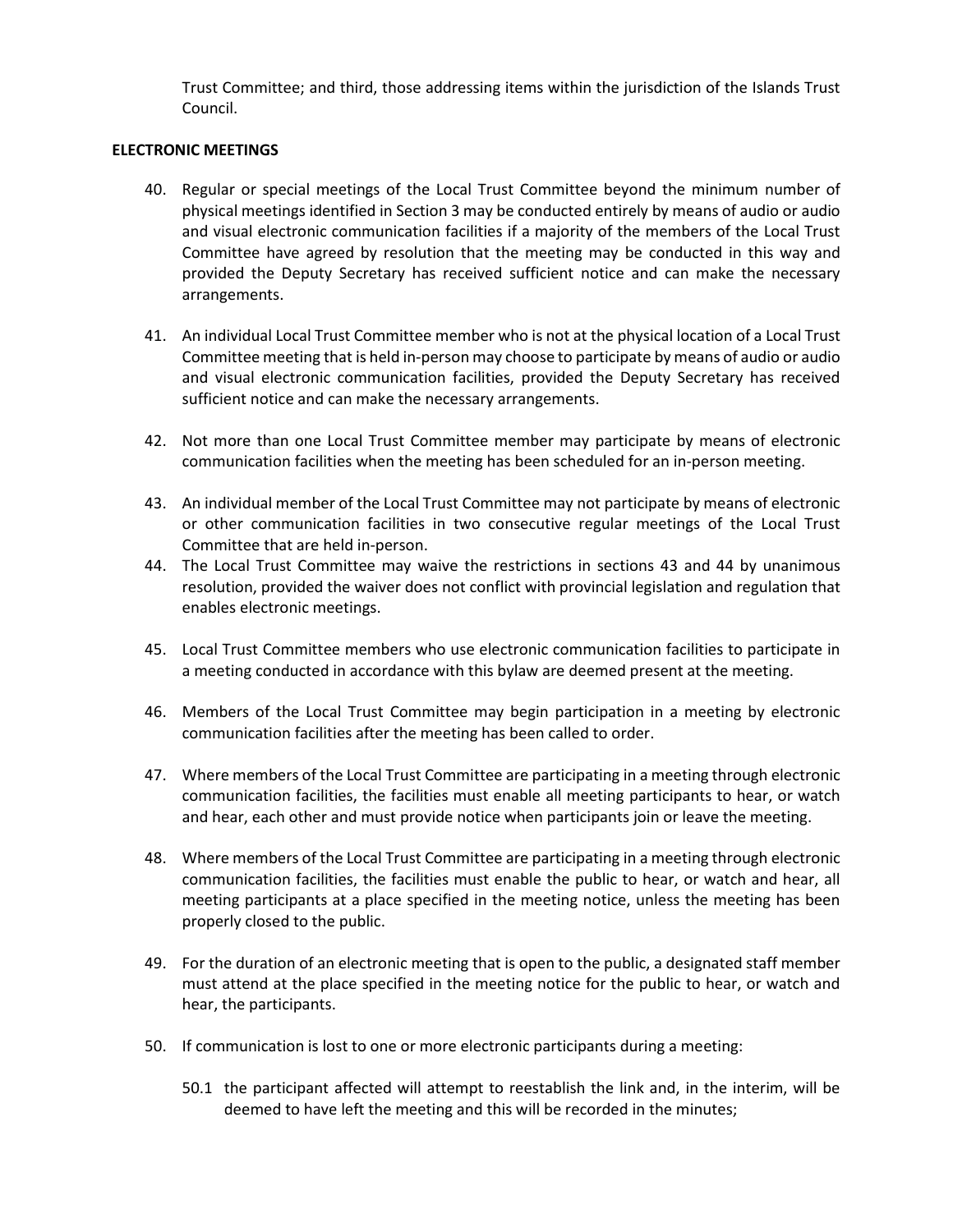Trust Committee; and third, those addressing items within the jurisdiction of the Islands Trust Council.

**ELECTRONIC MEETINGS**

40. Regular or special meetings of the Local Trust Committee beyond the minimum number of physical meetings identified in Section 3 may be conducted entirely by means of audio or audio and visual electronic communication facilities if a majority of the members of the Local Trust Committee have agreed by resolution that the meeting may be conducted in this way and provided the Deputy Secretary has received sufficient notice and can make the necessary arrangements.

41. An individual Local Trust Committee member who is not at the physical location of a Local Trust Committee meeting that is held in-person may choose to participate by means of audio or audio and visual electronic communication facilities, provided the Deputy Secretary has received sufficient notice and can make the necessary arrangements.

42. Not more than one Local Trust Committee member may participate by means of electronic communication facilities when the meeting has been scheduled for an in-person meeting.

43. An individual member of the Local Trust Committee may not participate by means of electronic or other communication facilities in two consecutive regular meetings of the Local Trust Committee that are held in-person.

44. The Local Trust Committee may waive the restrictions in sections 43 and 44 by unanimous resolution, provided the waiver does not conflict with provincial legislation and regulation that enables electronic meetings.

45. Local Trust Committee members who use electronic communication facilities to participate in a meeting conducted in accordance with this bylaw are deemed present at the meeting.

46. Members of the Local Trust Committee may begin participation in a meeting by electronic communication facilities after the meeting has been called to order.

47. Where members of the Local Trust Committee are participating in a meeting through electronic communication facilities, the facilities must enable all meeting participants to hear, or watch and hear, each other and must provide notice when participants join or leave the meeting.

48. Where members of the Local Trust Committee are participating in a meeting through electronic communication facilities, the facilities must enable the public to hear, or watch and hear, all meeting participants at a place specified in the meeting notice, unless the meeting has been properly closed to the public.

49. For the duration of an electronic meeting that is open to the public, a designated staff member must attend at the place specified in the meeting notice for the public to hear, or watch and hear, the participants.

50. If communication is lost to one or more electronic participants during a meeting:

    50.1 the participant affected will attempt to reestablish the link and, in the interim, will be deemed to have left the meeting and this will be recorded in the minutes;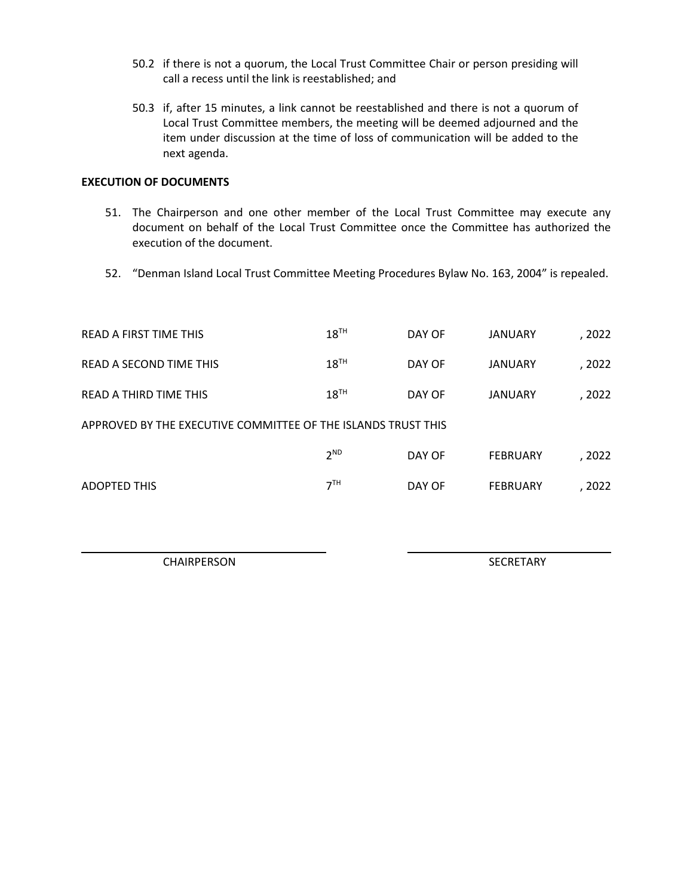50.2 if there is not a quorum, the Local Trust Committee Chair or person presiding will call a recess until the link is reestablished; and

50.3 if, after 15 minutes, a link cannot be reestablished and there is not a quorum of Local Trust Committee members, the meeting will be deemed adjourned and the item under discussion at the time of loss of communication will be added to the next agenda.

**EXECUTION OF DOCUMENTS**

51. The Chairperson and one other member of the Local Trust Committee may execute any document on behalf of the Local Trust Committee once the Committee has authorized the execution of the document.

52. "Denman Island Local Trust Committee Meeting Procedures Bylaw No. 163, 2004" is repealed.

| | | | | |
|---|---|---|---|---|
| READ A FIRST TIME THIS | 18TH | DAY OF | JANUARY | , 2022 |
| READ A SECOND TIME THIS | 18TH | DAY OF | JANUARY | , 2022 |
| READ A THIRD TIME THIS | 18TH | DAY OF | JANUARY | , 2022 |
| APPROVED BY THE EXECUTIVE COMMITTEE OF THE ISLANDS TRUST THIS | | | | |
| | 2ND | DAY OF | FEBRUARY | , 2022 |
| ADOPTED THIS | 7TH | DAY OF | FEBRUARY | , 2022 |

CHAIRPERSON

SECRETARY